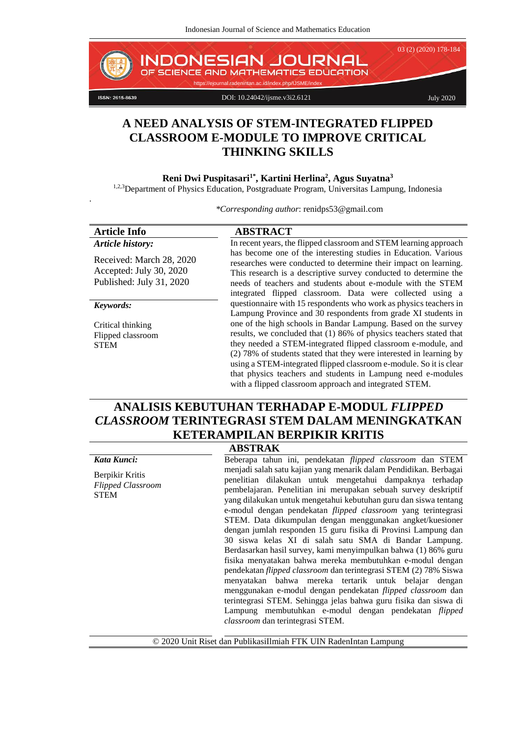# A NEED ANALYSIS OF STEM-INTEGRATED FLIPPED CLASSROOM E-MODULE TO IMPROVE CRITICAL THINKING SKILLS

**Reni Dwi Puspitasari[1*], Kartini Herlina[2], Agus Suyatna[3]**

[1,2,3]Department of Physics Education, Postgraduate Program, Universitas Lampung, Indonesia

*\*Corresponding author*: renidps53@gmail.com

**Article Info**

***Article history:***

Received: March 28, 2020
Accepted: July 30, 2020
Published: July 31, 2020

***Keywords:***

Critical thinking
Flipped classroom
STEM

## ABSTRACT

In recent years, the flipped classroom and STEM learning approach has become one of the interesting studies in Education. Various researches were conducted to determine their impact on learning. This research is a descriptive survey conducted to determine the needs of teachers and students about e-module with the STEM integrated flipped classroom. Data were collected using a questionnaire with 15 respondents who work as physics teachers in Lampung Province and 30 respondents from grade XI students in one of the high schools in Bandar Lampung. Based on the survey results, we concluded that (1) 86% of physics teachers stated that they needed a STEM-integrated flipped classroom e-module, and (2) 78% of students stated that they were interested in learning by using a STEM-integrated flipped classroom e-module. So it is clear that physics teachers and students in Lampung need e-modules with a flipped classroom approach and integrated STEM.

# ANALISIS KEBUTUHAN TERHADAP E-MODUL *FLIPPED CLASSROOM* TERINTEGRASI STEM DALAM MENINGKATKAN KETERAMPILAN BERPIKIR KRITIS

***Kata Kunci:***

Berpikir Kritis
*Flipped Classroom*
STEM

## ABSTRAK

Beberapa tahun ini, pendekatan *flipped classroom* dan STEM menjadi salah satu kajian yang menarik dalam Pendidikan. Berbagai penelitian dilakukan untuk mengetahui dampaknya terhadap pembelajaran. Penelitian ini merupakan sebuah survey deskriptif yang dilakukan untuk mengetahui kebutuhan guru dan siswa tentang e-modul dengan pendekatan *flipped classroom* yang terintegrasi STEM. Data dikumpulan dengan menggunakan angket/kuesioner dengan jumlah responden 15 guru fisika di Provinsi Lampung dan 30 siswa kelas XI di salah satu SMA di Bandar Lampung. Berdasarkan hasil survey, kami menyimpulkan bahwa (1) 86% guru fisika menyatakan bahwa mereka membutuhkan e-modul dengan pendekatan *flipped classroom* dan terintegrasi STEM (2) 78% Siswa menyatakan bahwa mereka tertarik untuk belajar dengan menggunakan e-modul dengan pendekatan *flipped classroom* dan terintegrasi STEM. Sehingga jelas bahwa guru fisika dan siswa di Lampung membutuhkan e-modul dengan pendekatan *flipped classroom* dan terintegrasi STEM.

© 2020 Unit Riset dan PublikasiIlmiah FTK UIN RadenIntan Lampung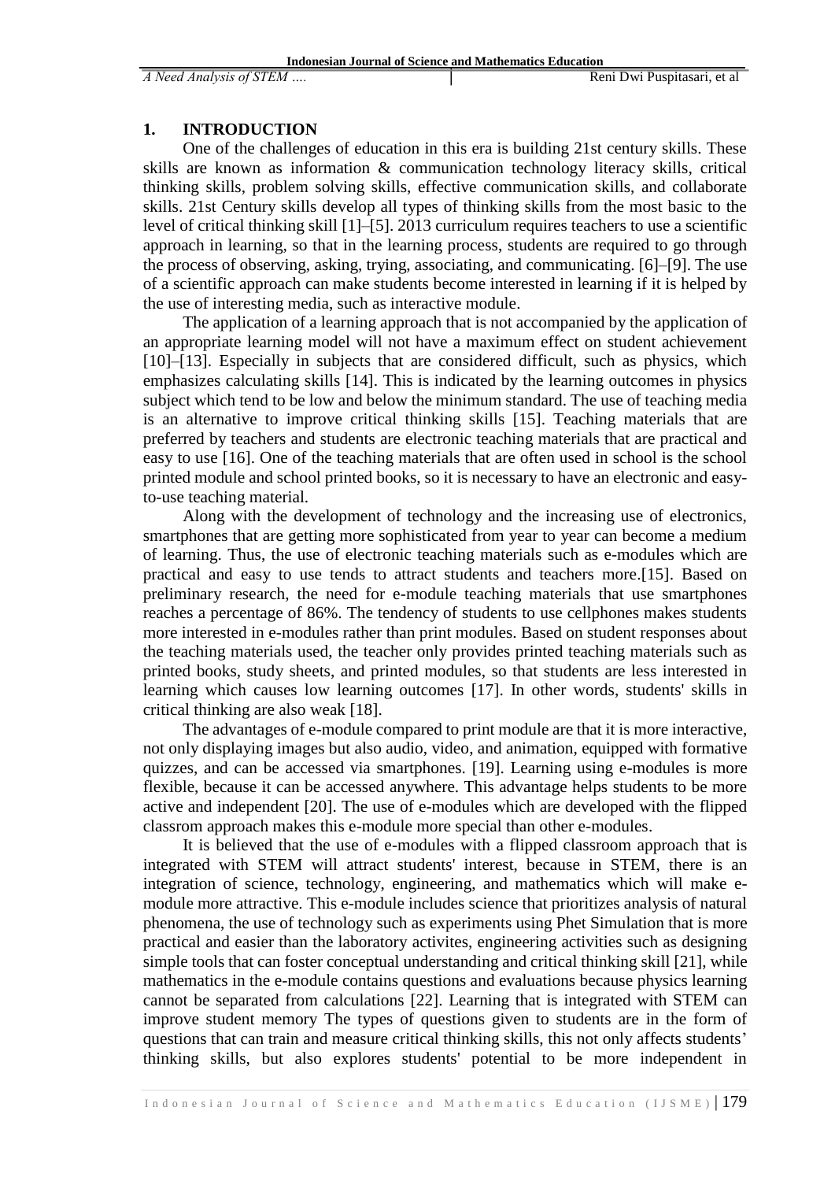## 1. INTRODUCTION

One of the challenges of education in this era is building 21st century skills. These skills are known as information & communication technology literacy skills, critical thinking skills, problem solving skills, effective communication skills, and collaborate skills. 21st Century skills develop all types of thinking skills from the most basic to the level of critical thinking skill [1]–[5]. 2013 curriculum requires teachers to use a scientific approach in learning, so that in the learning process, students are required to go through the process of observing, asking, trying, associating, and communicating. [6]–[9]. The use of a scientific approach can make students become interested in learning if it is helped by the use of interesting media, such as interactive module.

The application of a learning approach that is not accompanied by the application of an appropriate learning model will not have a maximum effect on student achievement [10]–[13]. Especially in subjects that are considered difficult, such as physics, which emphasizes calculating skills [14]. This is indicated by the learning outcomes in physics subject which tend to be low and below the minimum standard. The use of teaching media is an alternative to improve critical thinking skills [15]. Teaching materials that are preferred by teachers and students are electronic teaching materials that are practical and easy to use [16]. One of the teaching materials that are often used in school is the school printed module and school printed books, so it is necessary to have an electronic and easy-to-use teaching material.

Along with the development of technology and the increasing use of electronics, smartphones that are getting more sophisticated from year to year can become a medium of learning. Thus, the use of electronic teaching materials such as e-modules which are practical and easy to use tends to attract students and teachers more.[15]. Based on preliminary research, the need for e-module teaching materials that use smartphones reaches a percentage of 86%. The tendency of students to use cellphones makes students more interested in e-modules rather than print modules. Based on student responses about the teaching materials used, the teacher only provides printed teaching materials such as printed books, study sheets, and printed modules, so that students are less interested in learning which causes low learning outcomes [17]. In other words, students' skills in critical thinking are also weak [18].

The advantages of e-module compared to print module are that it is more interactive, not only displaying images but also audio, video, and animation, equipped with formative quizzes, and can be accessed via smartphones. [19]. Learning using e-modules is more flexible, because it can be accessed anywhere. This advantage helps students to be more active and independent [20]. The use of e-modules which are developed with the flipped classrom approach makes this e-module more special than other e-modules.

It is believed that the use of e-modules with a flipped classroom approach that is integrated with STEM will attract students' interest, because in STEM, there is an integration of science, technology, engineering, and mathematics which will make e-module more attractive. This e-module includes science that prioritizes analysis of natural phenomena, the use of technology such as experiments using Phet Simulation that is more practical and easier than the laboratory activites, engineering activities such as designing simple tools that can foster conceptual understanding and critical thinking skill [21], while mathematics in the e-module contains questions and evaluations because physics learning cannot be separated from calculations [22]. Learning that is integrated with STEM can improve student memory The types of questions given to students are in the form of questions that can train and measure critical thinking skills, this not only affects students' thinking skills, but also explores students' potential to be more independent in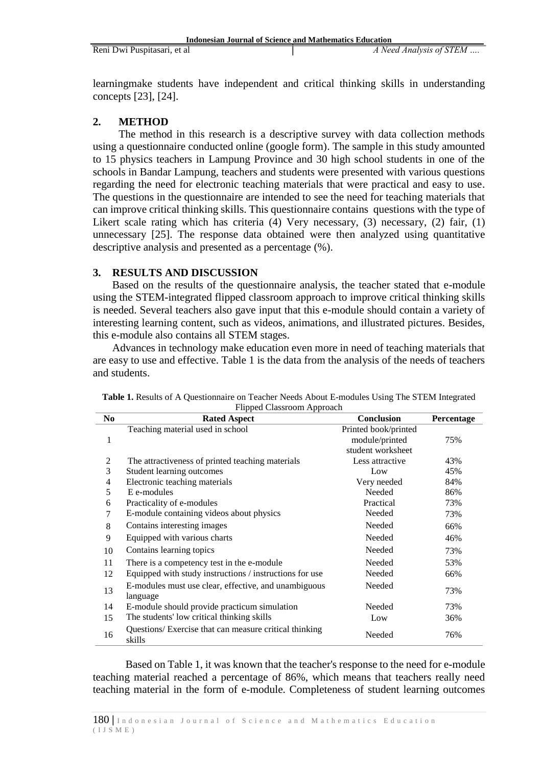learningmake students have independent and critical thinking skills in understanding concepts [23], [24].

## 2. METHOD

The method in this research is a descriptive survey with data collection methods using a questionnaire conducted online (google form). The sample in this study amounted to 15 physics teachers in Lampung Province and 30 high school students in one of the schools in Bandar Lampung, teachers and students were presented with various questions regarding the need for electronic teaching materials that were practical and easy to use. The questions in the questionnaire are intended to see the need for teaching materials that can improve critical thinking skills. This questionnaire contains questions with the type of Likert scale rating which has criteria (4) Very necessary, (3) necessary, (2) fair, (1) unnecessary [25]. The response data obtained were then analyzed using quantitative descriptive analysis and presented as a percentage (%).

## 3. RESULTS AND DISCUSSION

Based on the results of the questionnaire analysis, the teacher stated that e-module using the STEM-integrated flipped classroom approach to improve critical thinking skills is needed. Several teachers also gave input that this e-module should contain a variety of interesting learning content, such as videos, animations, and illustrated pictures. Besides, this e-module also contains all STEM stages.

Advances in technology make education even more in need of teaching materials that are easy to use and effective. Table 1 is the data from the analysis of the needs of teachers and students.

**Table 1.** Results of A Questionnaire on Teacher Needs About E-modules Using The STEM Integrated Flipped Classroom Approach

| No | Rated Aspect | Conclusion | Percentage |
|---|---|---|---|
| 1 | Teaching material used in school | Printed book/printed module/printed student worksheet | 75% |
| 2 | The attractiveness of printed teaching materials | Less attractive | 43% |
| 3 | Student learning outcomes | Low | 45% |
| 4 | Electronic teaching materials | Very needed | 84% |
| 5 | E e-modules | Needed | 86% |
| 6 | Practicality of e-modules | Practical | 73% |
| 7 | E-module containing videos about physics | Needed | 73% |
| 8 | Contains interesting images | Needed | 66% |
| 9 | Equipped with various charts | Needed | 46% |
| 10 | Contains learning topics | Needed | 73% |
| 11 | There is a competency test in the e-module | Needed | 53% |
| 12 | Equipped with study instructions / instructions for use | Needed | 66% |
| 13 | E-modules must use clear, effective, and unambiguous language | Needed | 73% |
| 14 | E-module should provide practicum simulation | Needed | 73% |
| 15 | The students' low critical thinking skills | Low | 36% |
| 16 | Questions/ Exercise that can measure critical thinking skills | Needed | 76% |

Based on Table 1, it was known that the teacher's response to the need for e-module teaching material reached a percentage of 86%, which means that teachers really need teaching material in the form of e-module. Completeness of student learning outcomes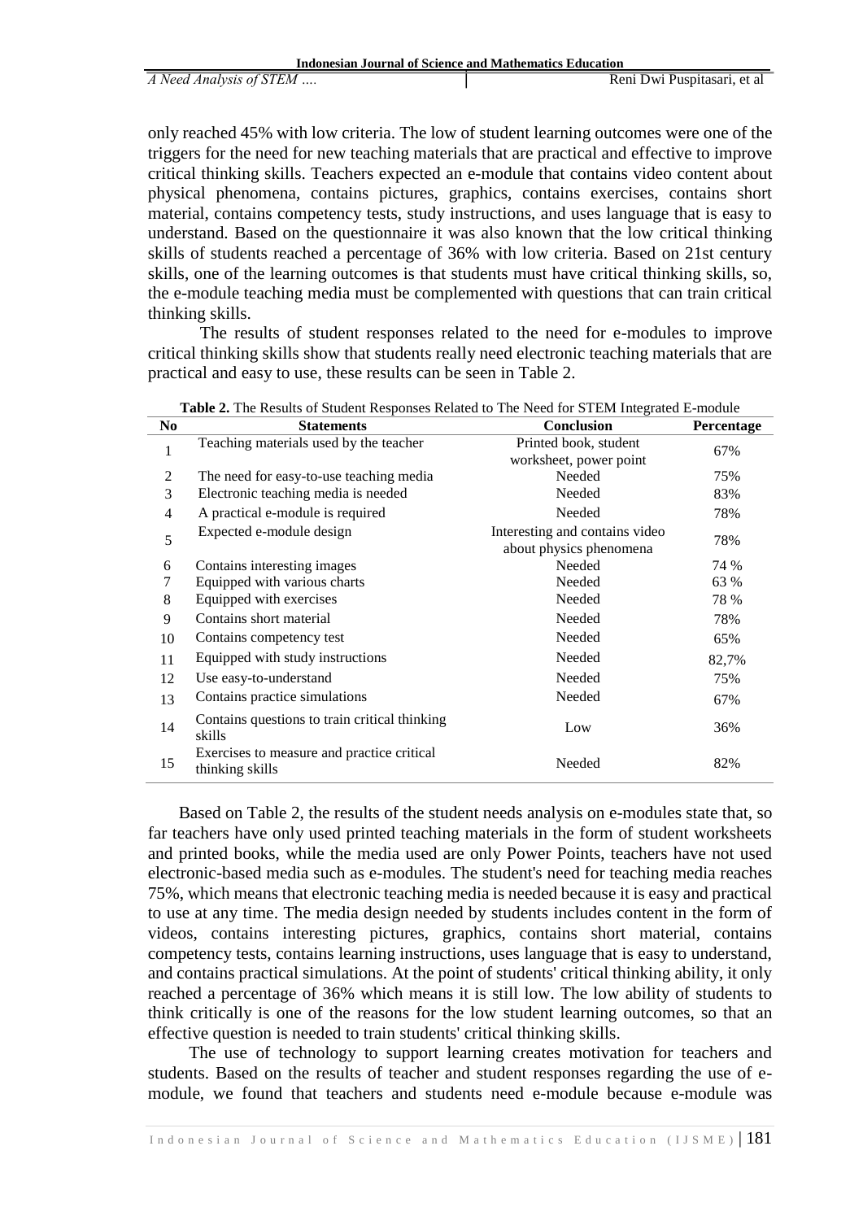only reached 45% with low criteria. The low of student learning outcomes were one of the triggers for the need for new teaching materials that are practical and effective to improve critical thinking skills. Teachers expected an e-module that contains video content about physical phenomena, contains pictures, graphics, contains exercises, contains short material, contains competency tests, study instructions, and uses language that is easy to understand. Based on the questionnaire it was also known that the low critical thinking skills of students reached a percentage of 36% with low criteria. Based on 21st century skills, one of the learning outcomes is that students must have critical thinking skills, so, the e-module teaching media must be complemented with questions that can train critical thinking skills.

The results of student responses related to the need for e-modules to improve critical thinking skills show that students really need electronic teaching materials that are practical and easy to use, these results can be seen in Table 2.

**Table 2.** The Results of Student Responses Related to The Need for STEM Integrated E-module

| No | Statements | Conclusion | Percentage |
|---|---|---|---|
| 1 | Teaching materials used by the teacher | Printed book, student worksheet, power point | 67% |
| 2 | The need for easy-to-use teaching media | Needed | 75% |
| 3 | Electronic teaching media is needed | Needed | 83% |
| 4 | A practical e-module is required | Needed | 78% |
| 5 | Expected e-module design | Interesting and contains video about physics phenomena | 78% |
| 6 | Contains interesting images | Needed | 74 % |
| 7 | Equipped with various charts | Needed | 63 % |
| 8 | Equipped with exercises | Needed | 78 % |
| 9 | Contains short material | Needed | 78% |
| 10 | Contains competency test | Needed | 65% |
| 11 | Equipped with study instructions | Needed | 82,7% |
| 12 | Use easy-to-understand | Needed | 75% |
| 13 | Contains practice simulations | Needed | 67% |
| 14 | Contains questions to train critical thinking skills | Low | 36% |
| 15 | Exercises to measure and practice critical thinking skills | Needed | 82% |

Based on Table 2, the results of the student needs analysis on e-modules state that, so far teachers have only used printed teaching materials in the form of student worksheets and printed books, while the media used are only Power Points, teachers have not used electronic-based media such as e-modules. The student's need for teaching media reaches 75%, which means that electronic teaching media is needed because it is easy and practical to use at any time. The media design needed by students includes content in the form of videos, contains interesting pictures, graphics, contains short material, contains competency tests, contains learning instructions, uses language that is easy to understand, and contains practical simulations. At the point of students' critical thinking ability, it only reached a percentage of 36% which means it is still low. The low ability of students to think critically is one of the reasons for the low student learning outcomes, so that an effective question is needed to train students' critical thinking skills.

The use of technology to support learning creates motivation for teachers and students. Based on the results of teacher and student responses regarding the use of e-module, we found that teachers and students need e-module because e-module was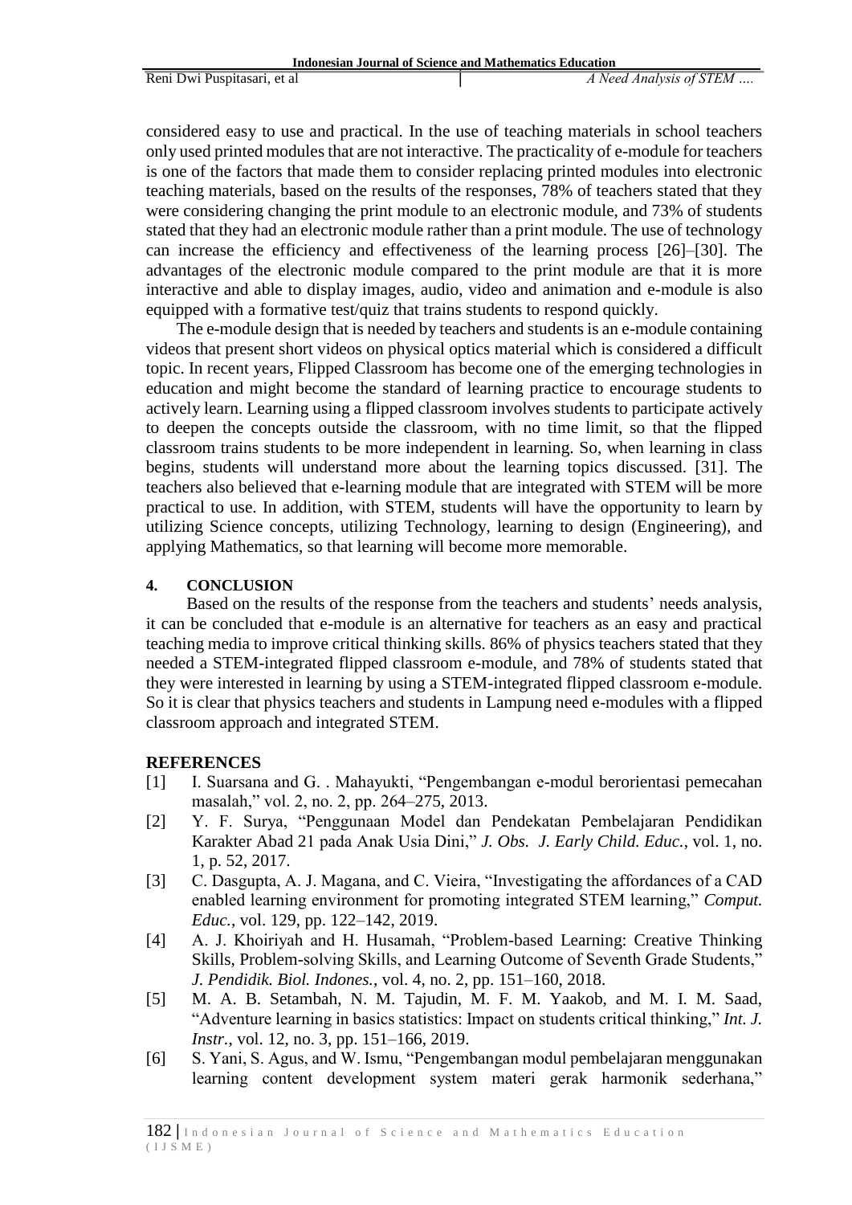considered easy to use and practical. In the use of teaching materials in school teachers only used printed modules that are not interactive. The practicality of e-module for teachers is one of the factors that made them to consider replacing printed modules into electronic teaching materials, based on the results of the responses, 78% of teachers stated that they were considering changing the print module to an electronic module, and 73% of students stated that they had an electronic module rather than a print module. The use of technology can increase the efficiency and effectiveness of the learning process [26]–[30]. The advantages of the electronic module compared to the print module are that it is more interactive and able to display images, audio, video and animation and e-module is also equipped with a formative test/quiz that trains students to respond quickly.

The e-module design that is needed by teachers and students is an e-module containing videos that present short videos on physical optics material which is considered a difficult topic. In recent years, Flipped Classroom has become one of the emerging technologies in education and might become the standard of learning practice to encourage students to actively learn. Learning using a flipped classroom involves students to participate actively to deepen the concepts outside the classroom, with no time limit, so that the flipped classroom trains students to be more independent in learning. So, when learning in class begins, students will understand more about the learning topics discussed. [31]. The teachers also believed that e-learning module that are integrated with STEM will be more practical to use. In addition, with STEM, students will have the opportunity to learn by utilizing Science concepts, utilizing Technology, learning to design (Engineering), and applying Mathematics, so that learning will become more memorable.

## 4. CONCLUSION

Based on the results of the response from the teachers and students' needs analysis, it can be concluded that e-module is an alternative for teachers as an easy and practical teaching media to improve critical thinking skills. 86% of physics teachers stated that they needed a STEM-integrated flipped classroom e-module, and 78% of students stated that they were interested in learning by using a STEM-integrated flipped classroom e-module. So it is clear that physics teachers and students in Lampung need e-modules with a flipped classroom approach and integrated STEM.

## REFERENCES

[1] I. Suarsana and G. . Mahayukti, "Pengembangan e-modul berorientasi pemecahan masalah," vol. 2, no. 2, pp. 264–275, 2013.

[2] Y. F. Surya, "Penggunaan Model dan Pendekatan Pembelajaran Pendidikan Karakter Abad 21 pada Anak Usia Dini," *J. Obs. J. Early Child. Educ.*, vol. 1, no. 1, p. 52, 2017.

[3] C. Dasgupta, A. J. Magana, and C. Vieira, "Investigating the affordances of a CAD enabled learning environment for promoting integrated STEM learning," *Comput. Educ.*, vol. 129, pp. 122–142, 2019.

[4] A. J. Khoiriyah and H. Husamah, "Problem-based Learning: Creative Thinking Skills, Problem-solving Skills, and Learning Outcome of Seventh Grade Students," *J. Pendidik. Biol. Indones.*, vol. 4, no. 2, pp. 151–160, 2018.

[5] M. A. B. Setambah, N. M. Tajudin, M. F. M. Yaakob, and M. I. M. Saad, "Adventure learning in basics statistics: Impact on students critical thinking," *Int. J. Instr.*, vol. 12, no. 3, pp. 151–166, 2019.

[6] S. Yani, S. Agus, and W. Ismu, "Pengembangan modul pembelajaran menggunakan learning content development system materi gerak harmonik sederhana,"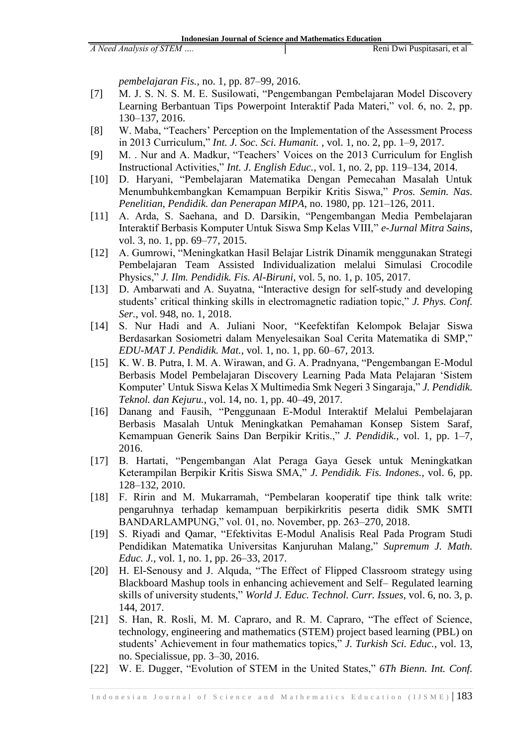*pembelajaran Fis.*, no. 1, pp. 87–99, 2016.

[7] M. J. S. N. S. M. E. Susilowati, "Pengembangan Pembelajaran Model Discovery Learning Berbantuan Tips Powerpoint Interaktif Pada Materi," vol. 6, no. 2, pp. 130–137, 2016.

[8] W. Maba, "Teachers' Perception on the Implementation of the Assessment Process in 2013 Curriculum," *Int. J. Soc. Sci. Humanit.* , vol. 1, no. 2, pp. 1–9, 2017.

[9] M. . Nur and A. Madkur, "Teachers' Voices on the 2013 Curriculum for English Instructional Activities," *Int. J. English Educ.*, vol. 1, no. 2, pp. 119–134, 2014.

[10] D. Haryani, "Pembelajaran Matematika Dengan Pemecahan Masalah Untuk Menumbuhkembangkan Kemampuan Berpikir Kritis Siswa," *Pros. Semin. Nas. Penelitian, Pendidik. dan Penerapan MIPA*, no. 1980, pp. 121–126, 2011.

[11] A. Arda, S. Saehana, and D. Darsikin, "Pengembangan Media Pembelajaran Interaktif Berbasis Komputer Untuk Siswa Smp Kelas VIII," *e-Jurnal Mitra Sains*, vol. 3, no. 1, pp. 69–77, 2015.

[12] A. Gumrowi, "Meningkatkan Hasil Belajar Listrik Dinamik menggunakan Strategi Pembelajaran Team Assisted Individualization melalui Simulasi Crocodile Physics," *J. Ilm. Pendidik. Fis. Al-Biruni*, vol. 5, no. 1, p. 105, 2017.

[13] D. Ambarwati and A. Suyatna, "Interactive design for self-study and developing students' critical thinking skills in electromagnetic radiation topic," *J. Phys. Conf. Ser.*, vol. 948, no. 1, 2018.

[14] S. Nur Hadi and A. Juliani Noor, "Keefektifan Kelompok Belajar Siswa Berdasarkan Sosiometri dalam Menyelesaikan Soal Cerita Matematika di SMP," *EDU-MAT J. Pendidik. Mat.*, vol. 1, no. 1, pp. 60–67, 2013.

[15] K. W. B. Putra, I. M. A. Wirawan, and G. A. Pradnyana, "Pengembangan E-Modul Berbasis Model Pembelajaran Discovery Learning Pada Mata Pelajaran 'Sistem Komputer' Untuk Siswa Kelas X Multimedia Smk Negeri 3 Singaraja," *J. Pendidik. Teknol. dan Kejuru.*, vol. 14, no. 1, pp. 40–49, 2017.

[16] Danang and Fausih, "Penggunaan E-Modul Interaktif Melalui Pembelajaran Berbasis Masalah Untuk Meningkatkan Pemahaman Konsep Sistem Saraf, Kemampuan Generik Sains Dan Berpikir Kritis.," *J. Pendidik.*, vol. 1, pp. 1–7, 2016.

[17] B. Hartati, "Pengembangan Alat Peraga Gaya Gesek untuk Meningkatkan Keterampilan Berpikir Kritis Siswa SMA," *J. Pendidik. Fis. Indones.*, vol. 6, pp. 128–132, 2010.

[18] F. Ririn and M. Mukarramah, "Pembelaran kooperatif tipe think talk write: pengaruhnya terhadap kemampuan berpikirkritis peserta didik SMK SMTI BANDARLAMPUNG," vol. 01, no. November, pp. 263–270, 2018.

[19] S. Riyadi and Qamar, "Efektivitas E-Modul Analisis Real Pada Program Studi Pendidikan Matematika Universitas Kanjuruhan Malang," *Supremum J. Math. Educ. J.*, vol. 1, no. 1, pp. 26–33, 2017.

[20] H. El-Senousy and J. Alquda, "The Effect of Flipped Classroom strategy using Blackboard Mashup tools in enhancing achievement and Self– Regulated learning skills of university students," *World J. Educ. Technol. Curr. Issues*, vol. 6, no. 3, p. 144, 2017.

[21] S. Han, R. Rosli, M. M. Capraro, and R. M. Capraro, "The effect of Science, technology, engineering and mathematics (STEM) project based learning (PBL) on students' Achievement in four mathematics topics," *J. Turkish Sci. Educ.*, vol. 13, no. Specialissue, pp. 3–30, 2016.

[22] W. E. Dugger, "Evolution of STEM in the United States," *6Th Bienn. Int. Conf.*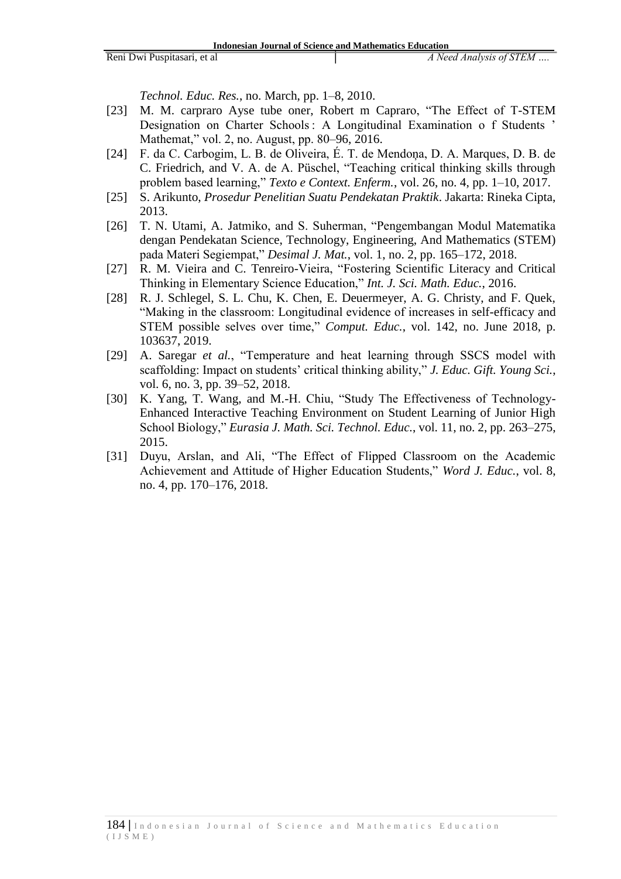*Technol. Educ. Res.*, no. March, pp. 1–8, 2010.

[23] M. M. carpraro Ayse tube oner, Robert m Capraro, "The Effect of T-STEM Designation on Charter Schools : A Longitudinal Examination o f Students ' Mathemat," vol. 2, no. August, pp. 80–96, 2016.

[24] F. da C. Carbogim, L. B. de Oliveira, É. T. de Mendoṇa, D. A. Marques, D. B. de C. Friedrich, and V. A. de A. Püschel, "Teaching critical thinking skills through problem based learning," *Texto e Context. Enferm.*, vol. 26, no. 4, pp. 1–10, 2017.

[25] S. Arikunto, *Prosedur Penelitian Suatu Pendekatan Praktik*. Jakarta: Rineka Cipta, 2013.

[26] T. N. Utami, A. Jatmiko, and S. Suherman, "Pengembangan Modul Matematika dengan Pendekatan Science, Technology, Engineering, And Mathematics (STEM) pada Materi Segiempat," *Desimal J. Mat.*, vol. 1, no. 2, pp. 165–172, 2018.

[27] R. M. Vieira and C. Tenreiro-Vieira, "Fostering Scientific Literacy and Critical Thinking in Elementary Science Education," *Int. J. Sci. Math. Educ.*, 2016.

[28] R. J. Schlegel, S. L. Chu, K. Chen, E. Deuermeyer, A. G. Christy, and F. Quek, "Making in the classroom: Longitudinal evidence of increases in self-efficacy and STEM possible selves over time," *Comput. Educ.*, vol. 142, no. June 2018, p. 103637, 2019.

[29] A. Saregar *et al.*, "Temperature and heat learning through SSCS model with scaffolding: Impact on students' critical thinking ability," *J. Educ. Gift. Young Sci.*, vol. 6, no. 3, pp. 39–52, 2018.

[30] K. Yang, T. Wang, and M.-H. Chiu, "Study The Effectiveness of Technology-Enhanced Interactive Teaching Environment on Student Learning of Junior High School Biology," *Eurasia J. Math. Sci. Technol. Educ.*, vol. 11, no. 2, pp. 263–275, 2015.

[31] Duyu, Arslan, and Ali, "The Effect of Flipped Classroom on the Academic Achievement and Attitude of Higher Education Students," *Word J. Educ.*, vol. 8, no. 4, pp. 170–176, 2018.